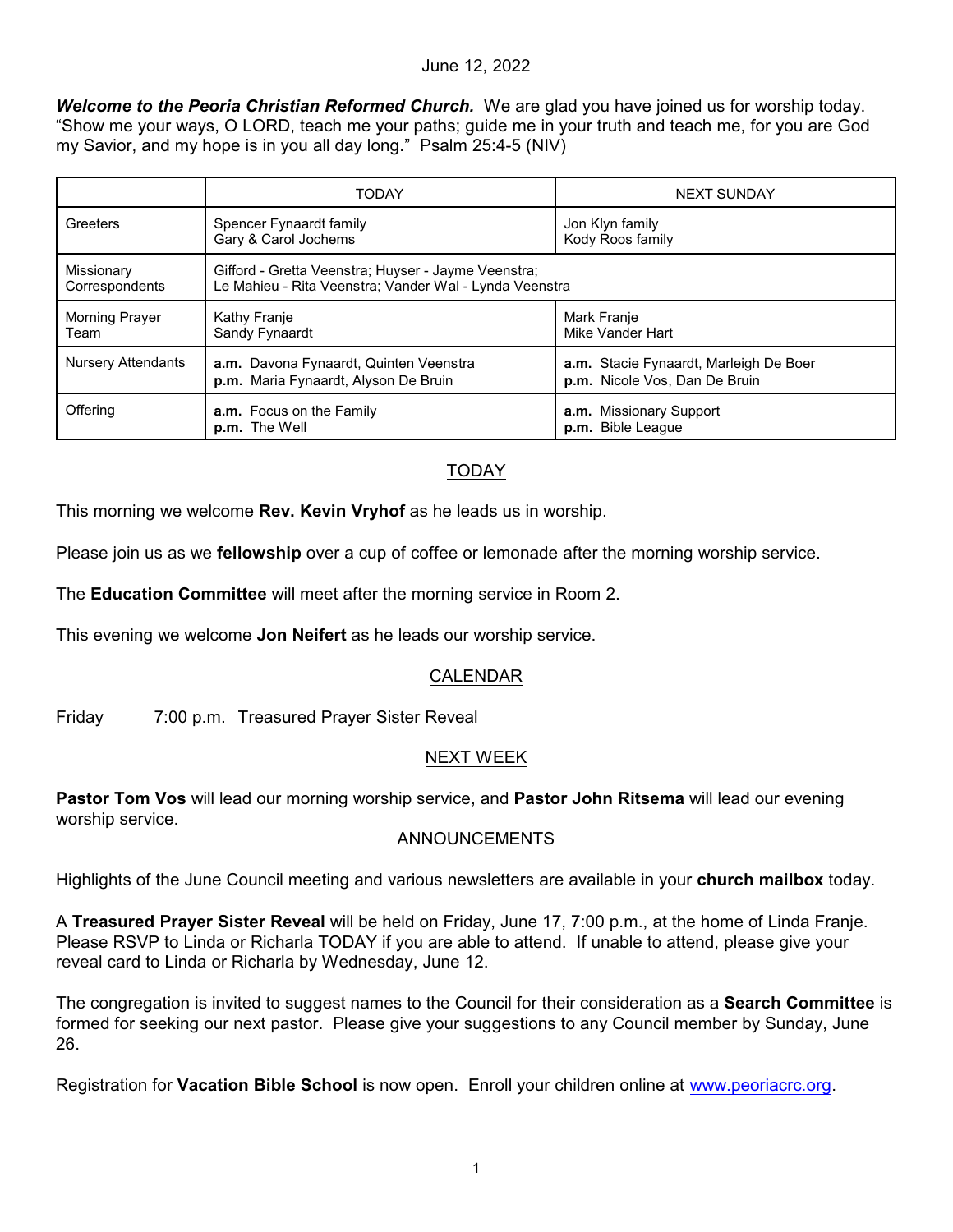June 12, 2022

***Welcome to the Peoria Christian Reformed Church.*** We are glad you have joined us for worship today. "Show me your ways, O LORD, teach me your paths; guide me in your truth and teach me, for you are God my Savior, and my hope is in you all day long." Psalm 25:4-5 (NIV)

| | TODAY | NEXT SUNDAY |
|---|---|---|
| Greeters | Spencer Fynaardt family<br>Gary & Carol Jochems | Jon Klyn family<br>Kody Roos family |
| Missionary Correspondents | Gifford - Gretta Veenstra; Huyser - Jayme Veenstra;<br>Le Mahieu - Rita Veenstra; Vander Wal - Lynda Veenstra | |
| Morning Prayer Team | Kathy Franje<br>Sandy Fynaardt | Mark Franje<br>Mike Vander Hart |
| Nursery Attendants | **a.m.** Davona Fynaardt, Quinten Veenstra<br>**p.m.** Maria Fynaardt, Alyson De Bruin | **a.m.** Stacie Fynaardt, Marleigh De Boer<br>**p.m.** Nicole Vos, Dan De Bruin |
| Offering | **a.m.** Focus on the Family<br>**p.m.** The Well | **a.m.** Missionary Support<br>**p.m.** Bible League |

## TODAY

This morning we welcome **Rev. Kevin Vryhof** as he leads us in worship.

Please join us as we **fellowship** over a cup of coffee or lemonade after the morning worship service.

The **Education Committee** will meet after the morning service in Room 2.

This evening we welcome **Jon Neifert** as he leads our worship service.

## CALENDAR

Friday 7:00 p.m. Treasured Prayer Sister Reveal

## NEXT WEEK

**Pastor Tom Vos** will lead our morning worship service, and **Pastor John Ritsema** will lead our evening worship service.

## ANNOUNCEMENTS

Highlights of the June Council meeting and various newsletters are available in your **church mailbox** today.

A **Treasured Prayer Sister Reveal** will be held on Friday, June 17, 7:00 p.m., at the home of Linda Franje. Please RSVP to Linda or Richarla TODAY if you are able to attend. If unable to attend, please give your reveal card to Linda or Richarla by Wednesday, June 12.

The congregation is invited to suggest names to the Council for their consideration as a **Search Committee** is formed for seeking our next pastor. Please give your suggestions to any Council member by Sunday, June 26.

Registration for **Vacation Bible School** is now open. Enroll your children online at [www.peoriacrc.org](www.peoriacrc.org).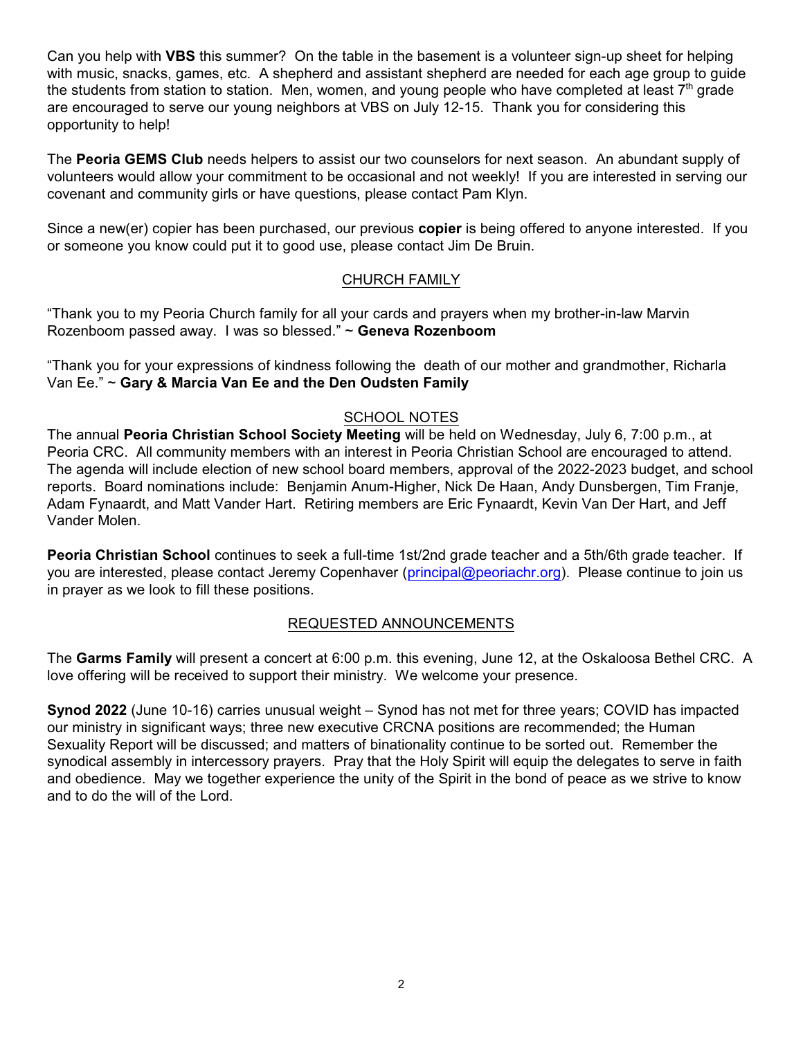Can you help with **VBS** this summer? On the table in the basement is a volunteer sign-up sheet for helping with music, snacks, games, etc. A shepherd and assistant shepherd are needed for each age group to guide the students from station to station. Men, women, and young people who have completed at least 7th grade are encouraged to serve our young neighbors at VBS on July 12-15. Thank you for considering this opportunity to help!

The **Peoria GEMS Club** needs helpers to assist our two counselors for next season. An abundant supply of volunteers would allow your commitment to be occasional and not weekly! If you are interested in serving our covenant and community girls or have questions, please contact Pam Klyn.

Since a new(er) copier has been purchased, our previous **copier** is being offered to anyone interested. If you or someone you know could put it to good use, please contact Jim De Bruin.

## CHURCH FAMILY

"Thank you to my Peoria Church family for all your cards and prayers when my brother-in-law Marvin Rozenboom passed away. I was so blessed." ~ **Geneva Rozenboom**

"Thank you for your expressions of kindness following the death of our mother and grandmother, Richarla Van Ee." ~ **Gary & Marcia Van Ee and the Den Oudsten Family**

## SCHOOL NOTES

The annual **Peoria Christian School Society Meeting** will be held on Wednesday, July 6, 7:00 p.m., at Peoria CRC. All community members with an interest in Peoria Christian School are encouraged to attend. The agenda will include election of new school board members, approval of the 2022-2023 budget, and school reports. Board nominations include: Benjamin Anum-Higher, Nick De Haan, Andy Dunsbergen, Tim Franje, Adam Fynaardt, and Matt Vander Hart. Retiring members are Eric Fynaardt, Kevin Van Der Hart, and Jeff Vander Molen.

**Peoria Christian School** continues to seek a full-time 1st/2nd grade teacher and a 5th/6th grade teacher. If you are interested, please contact Jeremy Copenhaver (principal@peoriachr.org). Please continue to join us in prayer as we look to fill these positions.

## REQUESTED ANNOUNCEMENTS

The **Garms Family** will present a concert at 6:00 p.m. this evening, June 12, at the Oskaloosa Bethel CRC. A love offering will be received to support their ministry. We welcome your presence.

**Synod 2022** (June 10-16) carries unusual weight – Synod has not met for three years; COVID has impacted our ministry in significant ways; three new executive CRCNA positions are recommended; the Human Sexuality Report will be discussed; and matters of binationality continue to be sorted out. Remember the synodical assembly in intercessory prayers. Pray that the Holy Spirit will equip the delegates to serve in faith and obedience. May we together experience the unity of the Spirit in the bond of peace as we strive to know and to do the will of the Lord.